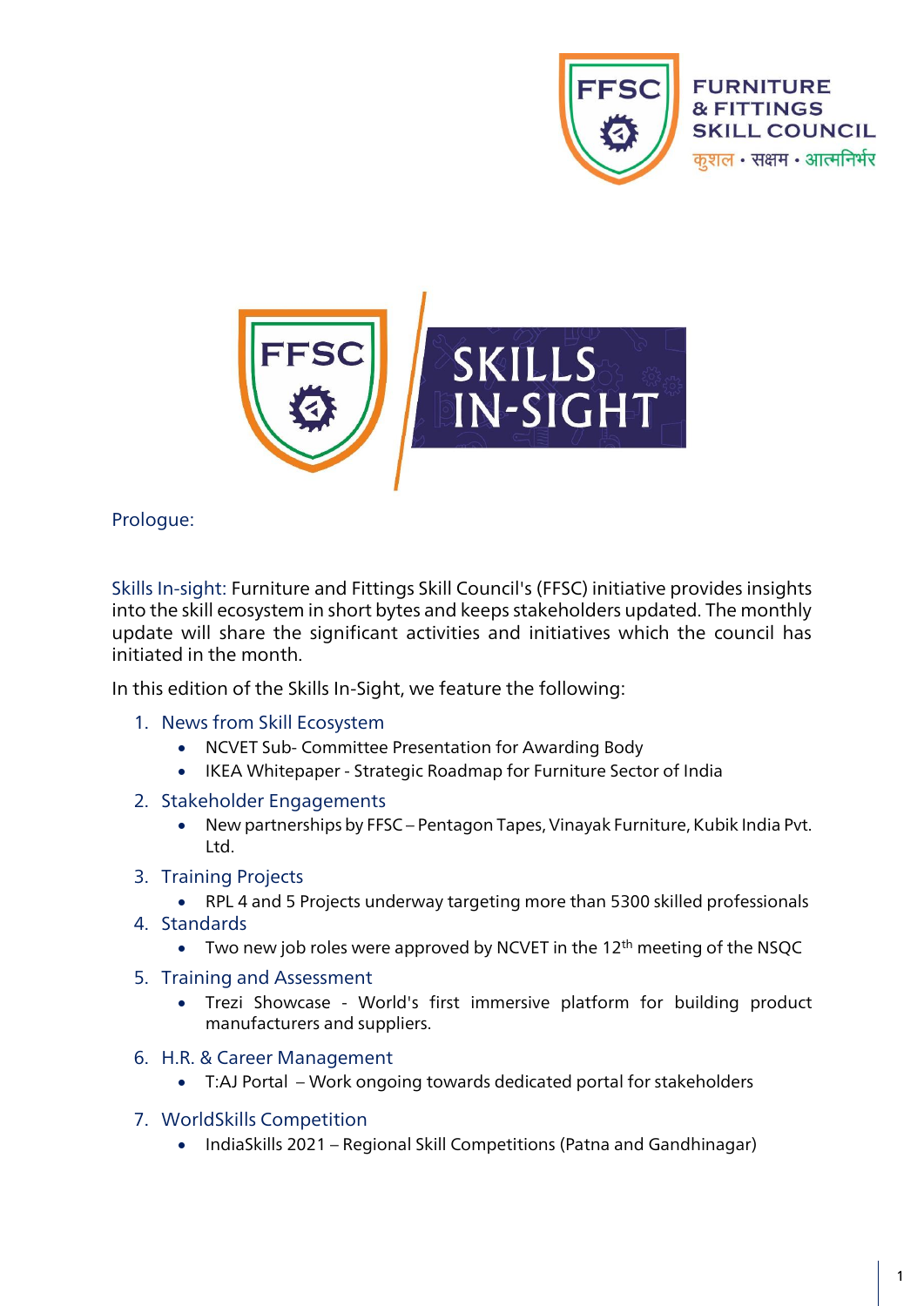FURNITURE & FITTINGS SKILL COUNCIL

कुशल • सक्षम • आत्मनिर्भर

# SKILLS IN-SIGHT

## Prologue:

Skills In-sight: Furniture and Fittings Skill Council's (FFSC) initiative provides insights into the skill ecosystem in short bytes and keeps stakeholders updated. The monthly update will share the significant activities and initiatives which the council has initiated in the month.

In this edition of the Skills In-Sight, we feature the following:

1. News from Skill Ecosystem
   - NCVET Sub- Committee Presentation for Awarding Body
   - IKEA Whitepaper - Strategic Roadmap for Furniture Sector of India
2. Stakeholder Engagements
   - New partnerships by FFSC – Pentagon Tapes, Vinayak Furniture, Kubik India Pvt. Ltd.
3. Training Projects
   - RPL 4 and 5 Projects underway targeting more than 5300 skilled professionals
4. Standards
   - Two new job roles were approved by NCVET in the 12th meeting of the NSQC
5. Training and Assessment
   - Trezi Showcase - World's first immersive platform for building product manufacturers and suppliers.
6. H.R. & Career Management
   - T:AJ Portal – Work ongoing towards dedicated portal for stakeholders
7. WorldSkills Competition
   - IndiaSkills 2021 – Regional Skill Competitions (Patna and Gandhinagar)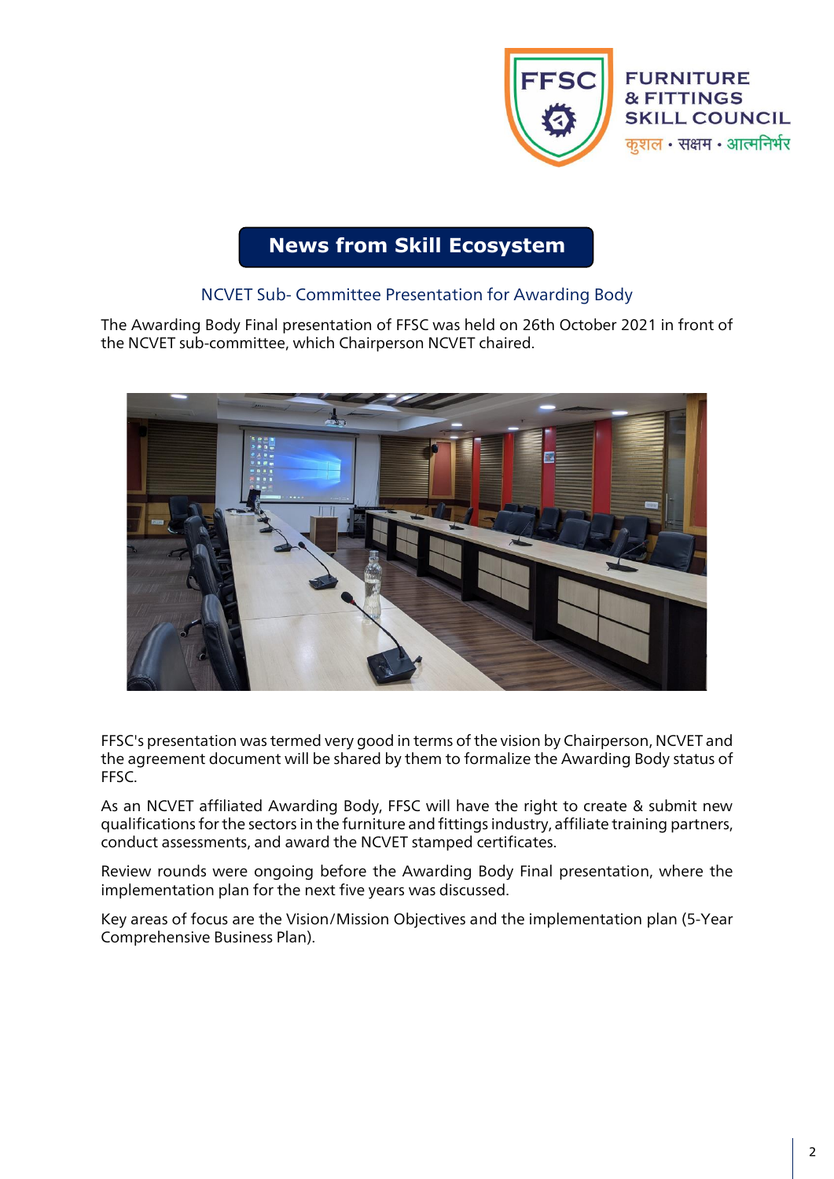## News from Skill Ecosystem

### NCVET Sub- Committee Presentation for Awarding Body

The Awarding Body Final presentation of FFSC was held on 26th October 2021 in front of the NCVET sub-committee, which Chairperson NCVET chaired.

FFSC's presentation was termed very good in terms of the vision by Chairperson, NCVET and the agreement document will be shared by them to formalize the Awarding Body status of FFSC.

As an NCVET affiliated Awarding Body, FFSC will have the right to create & submit new qualifications for the sectors in the furniture and fittings industry, affiliate training partners, conduct assessments, and award the NCVET stamped certificates.

Review rounds were ongoing before the Awarding Body Final presentation, where the implementation plan for the next five years was discussed.

Key areas of focus are the Vision/Mission Objectives and the implementation plan (5-Year Comprehensive Business Plan).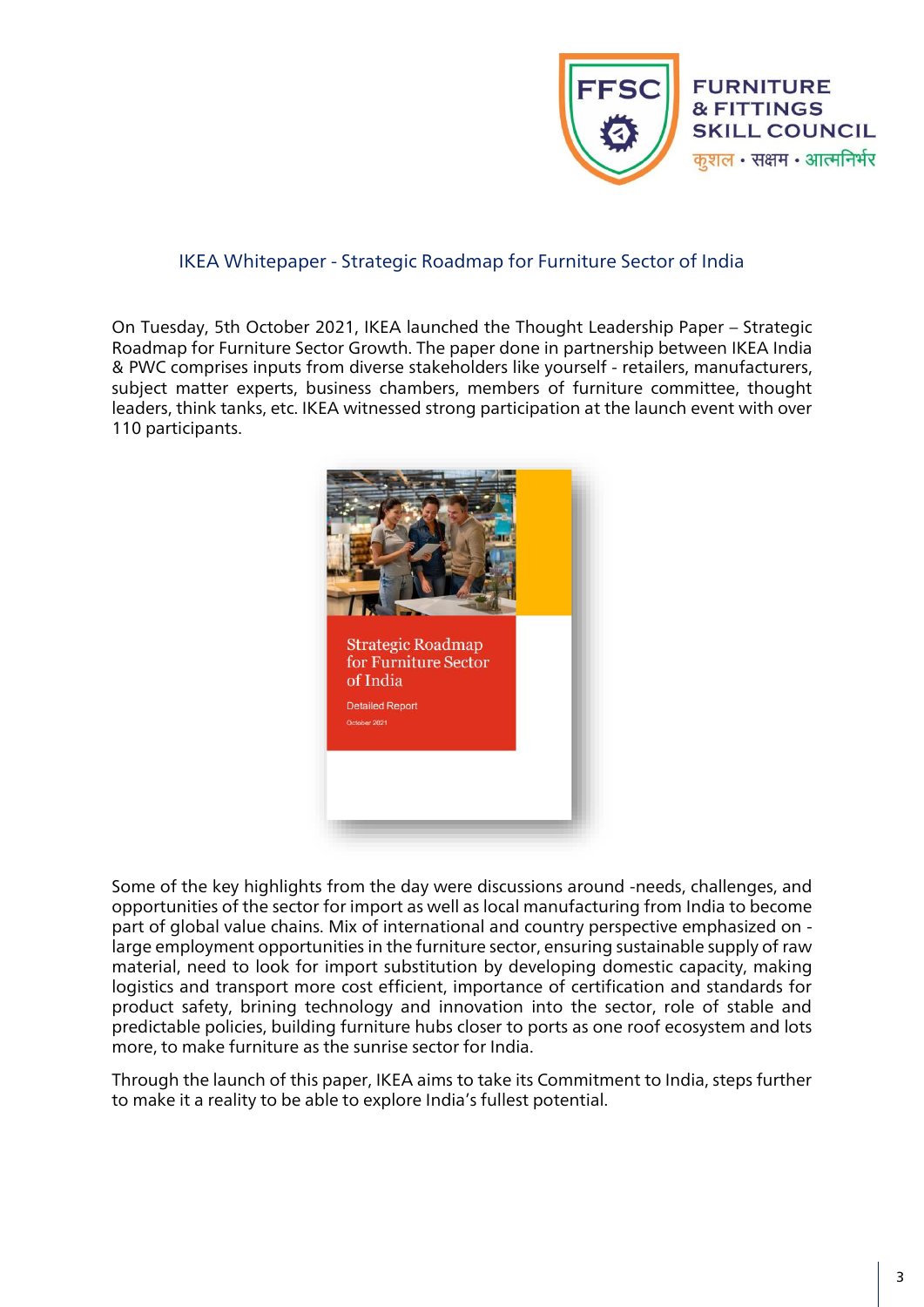## IKEA Whitepaper - Strategic Roadmap for Furniture Sector of India

On Tuesday, 5th October 2021, IKEA launched the Thought Leadership Paper – Strategic Roadmap for Furniture Sector Growth. The paper done in partnership between IKEA India & PWC comprises inputs from diverse stakeholders like yourself - retailers, manufacturers, subject matter experts, business chambers, members of furniture committee, thought leaders, think tanks, etc. IKEA witnessed strong participation at the launch event with over 110 participants.

Some of the key highlights from the day were discussions around -needs, challenges, and opportunities of the sector for import as well as local manufacturing from India to become part of global value chains. Mix of international and country perspective emphasized on - large employment opportunities in the furniture sector, ensuring sustainable supply of raw material, need to look for import substitution by developing domestic capacity, making logistics and transport more cost efficient, importance of certification and standards for product safety, brining technology and innovation into the sector, role of stable and predictable policies, building furniture hubs closer to ports as one roof ecosystem and lots more, to make furniture as the sunrise sector for India.

Through the launch of this paper, IKEA aims to take its Commitment to India, steps further to make it a reality to be able to explore India's fullest potential.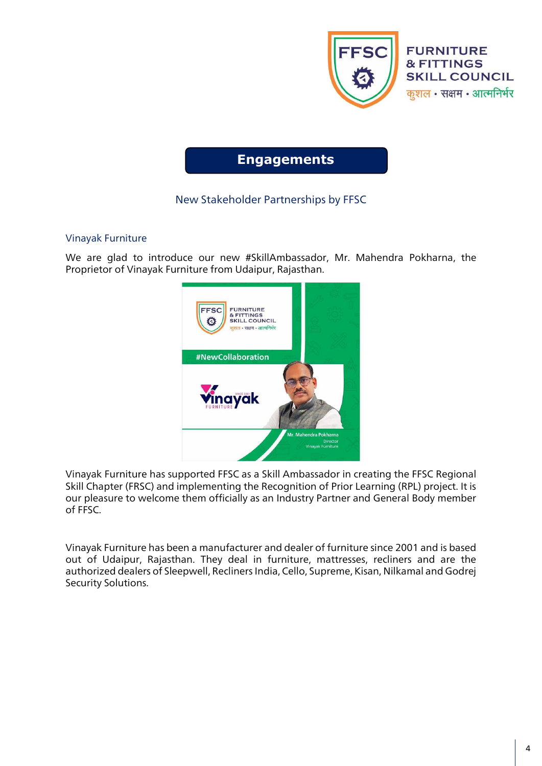# Engagements

## New Stakeholder Partnerships by FFSC

### Vinayak Furniture

We are glad to introduce our new #SkillAmbassador, Mr. Mahendra Pokharna, the Proprietor of Vinayak Furniture from Udaipur, Rajasthan.

Vinayak Furniture has supported FFSC as a Skill Ambassador in creating the FFSC Regional Skill Chapter (FRSC) and implementing the Recognition of Prior Learning (RPL) project. It is our pleasure to welcome them officially as an Industry Partner and General Body member of FFSC.

Vinayak Furniture has been a manufacturer and dealer of furniture since 2001 and is based out of Udaipur, Rajasthan. They deal in furniture, mattresses, recliners and are the authorized dealers of Sleepwell, Recliners India, Cello, Supreme, Kisan, Nilkamal and Godrej Security Solutions.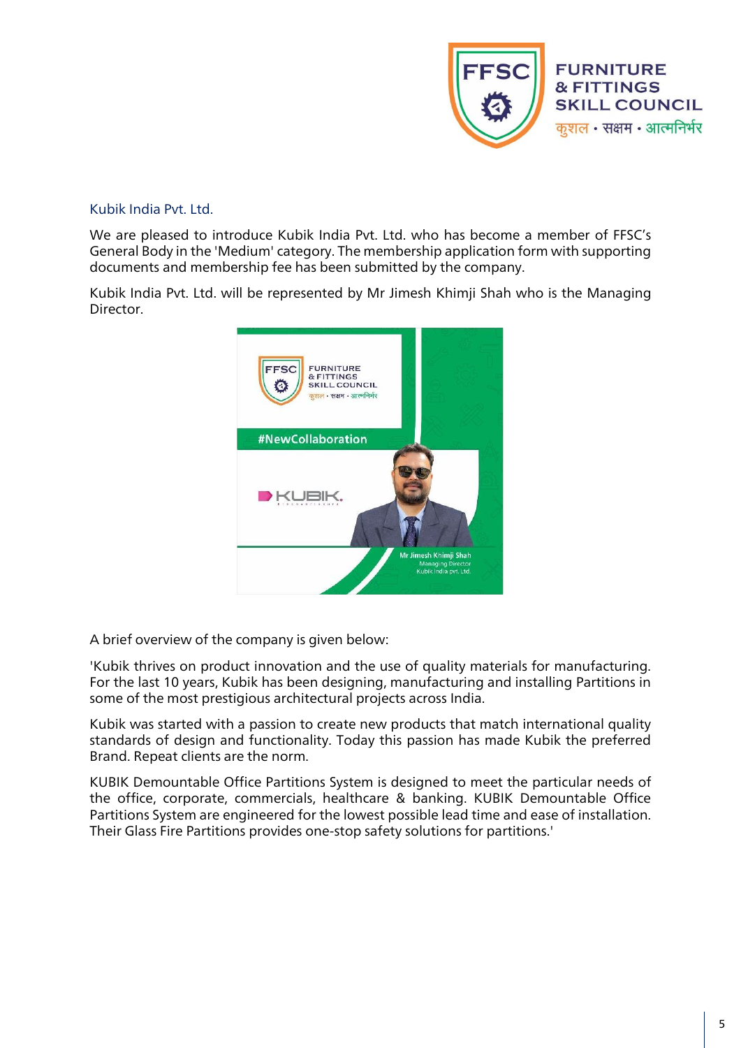## Kubik India Pvt. Ltd.

We are pleased to introduce Kubik India Pvt. Ltd. who has become a member of FFSC's General Body in the 'Medium' category. The membership application form with supporting documents and membership fee has been submitted by the company.

Kubik India Pvt. Ltd. will be represented by Mr Jimesh Khimji Shah who is the Managing Director.

A brief overview of the company is given below:

'Kubik thrives on product innovation and the use of quality materials for manufacturing. For the last 10 years, Kubik has been designing, manufacturing and installing Partitions in some of the most prestigious architectural projects across India.

Kubik was started with a passion to create new products that match international quality standards of design and functionality. Today this passion has made Kubik the preferred Brand. Repeat clients are the norm.

KUBIK Demountable Office Partitions System is designed to meet the particular needs of the office, corporate, commercials, healthcare & banking. KUBIK Demountable Office Partitions System are engineered for the lowest possible lead time and ease of installation. Their Glass Fire Partitions provides one-stop safety solutions for partitions.'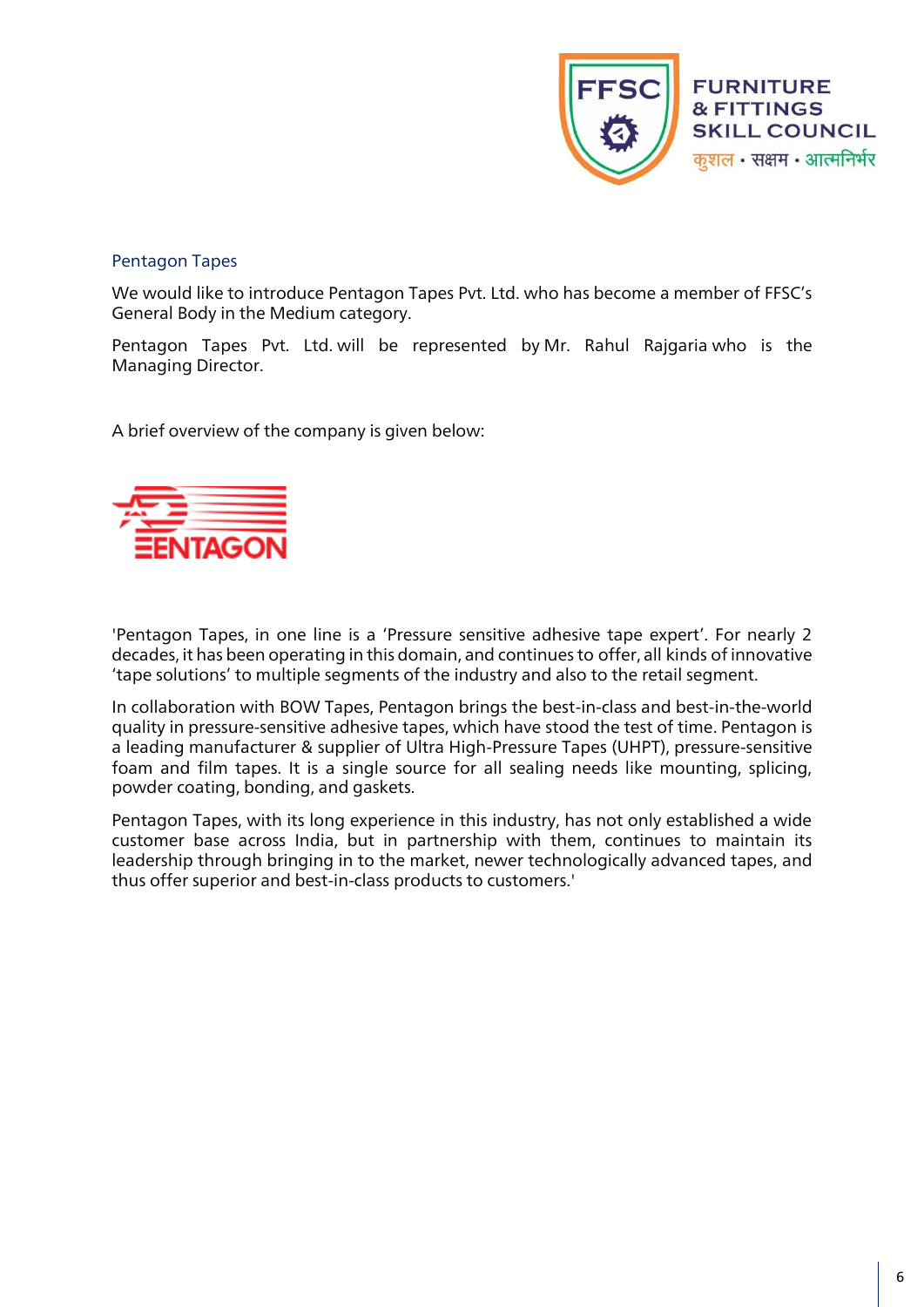## Pentagon Tapes

We would like to introduce Pentagon Tapes Pvt. Ltd. who has become a member of FFSC's General Body in the Medium category.

Pentagon Tapes Pvt. Ltd. will be represented by Mr. Rahul Rajgaria who is the Managing Director.

A brief overview of the company is given below:

'Pentagon Tapes, in one line is a 'Pressure sensitive adhesive tape expert'. For nearly 2 decades, it has been operating in this domain, and continues to offer, all kinds of innovative 'tape solutions' to multiple segments of the industry and also to the retail segment.

In collaboration with BOW Tapes, Pentagon brings the best-in-class and best-in-the-world quality in pressure-sensitive adhesive tapes, which have stood the test of time. Pentagon is a leading manufacturer & supplier of Ultra High-Pressure Tapes (UHPT), pressure-sensitive foam and film tapes. It is a single source for all sealing needs like mounting, splicing, powder coating, bonding, and gaskets.

Pentagon Tapes, with its long experience in this industry, has not only established a wide customer base across India, but in partnership with them, continues to maintain its leadership through bringing in to the market, newer technologically advanced tapes, and thus offer superior and best-in-class products to customers.'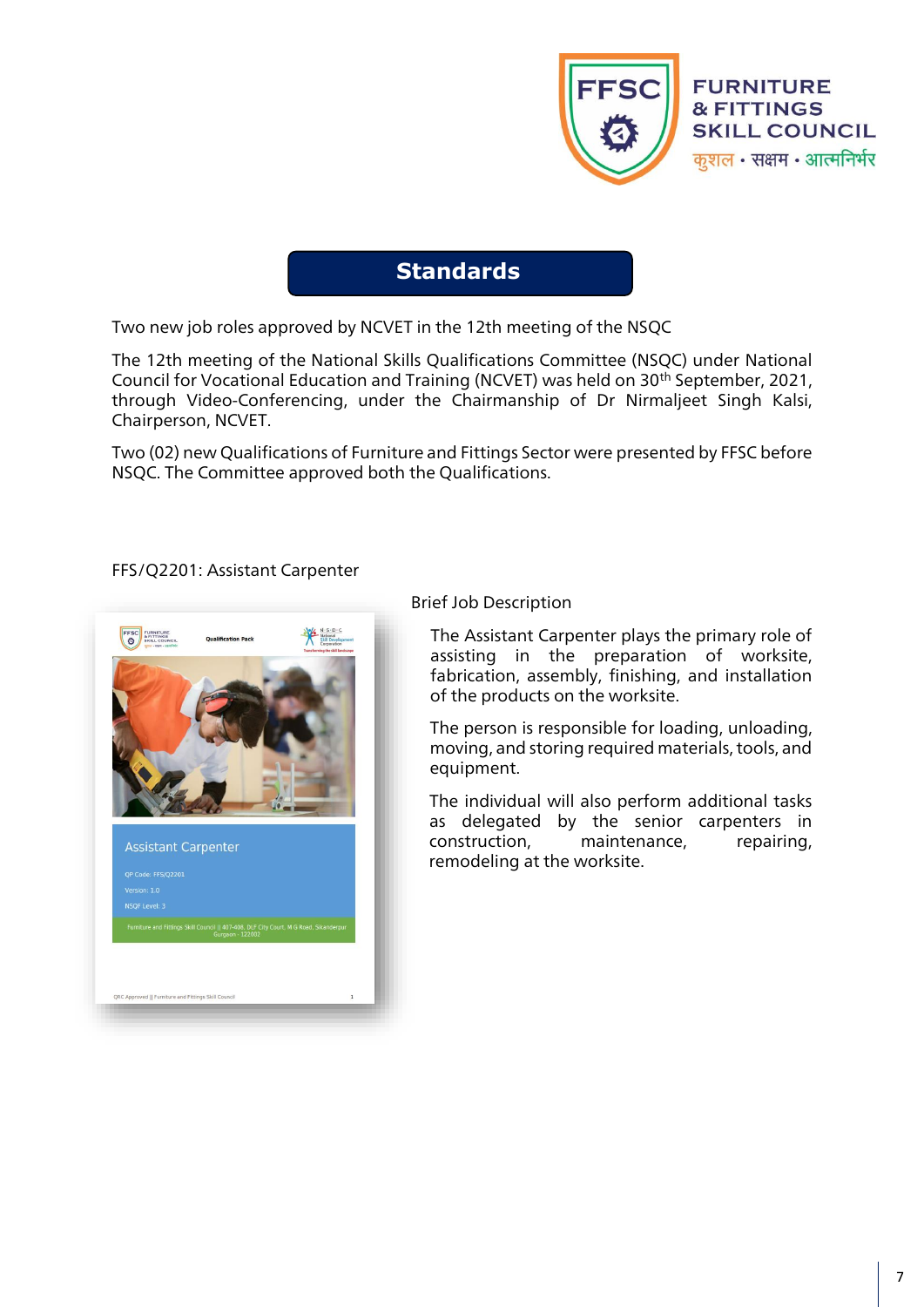## Standards

Two new job roles approved by NCVET in the 12th meeting of the NSQC

The 12th meeting of the National Skills Qualifications Committee (NSQC) under National Council for Vocational Education and Training (NCVET) was held on 30th September, 2021, through Video-Conferencing, under the Chairmanship of Dr Nirmaljeet Singh Kalsi, Chairperson, NCVET.

Two (02) new Qualifications of Furniture and Fittings Sector were presented by FFSC before NSQC. The Committee approved both the Qualifications.

FFS/Q2201: Assistant Carpenter

Brief Job Description

The Assistant Carpenter plays the primary role of assisting in the preparation of worksite, fabrication, assembly, finishing, and installation of the products on the worksite.

The person is responsible for loading, unloading, moving, and storing required materials, tools, and equipment.

The individual will also perform additional tasks as delegated by the senior carpenters in construction, maintenance, repairing, remodeling at the worksite.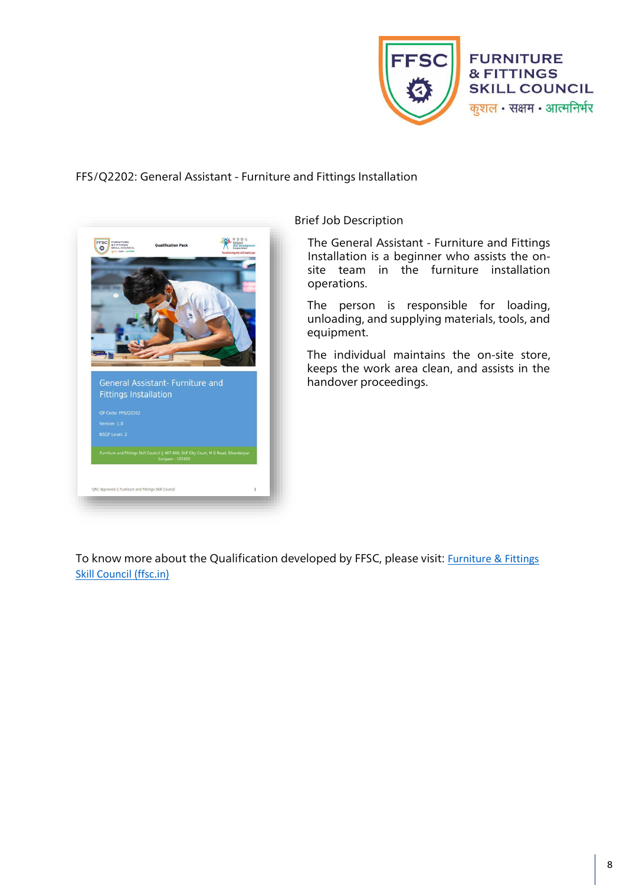FFS/Q2202: General Assistant - Furniture and Fittings Installation

Brief Job Description

The General Assistant - Furniture and Fittings Installation is a beginner who assists the on-site team in the furniture installation operations.

The person is responsible for loading, unloading, and supplying materials, tools, and equipment.

The individual maintains the on-site store, keeps the work area clean, and assists in the handover proceedings.

To know more about the Qualification developed by FFSC, please visit: [Furniture & Fittings Skill Council (ffsc.in)](ffsc.in)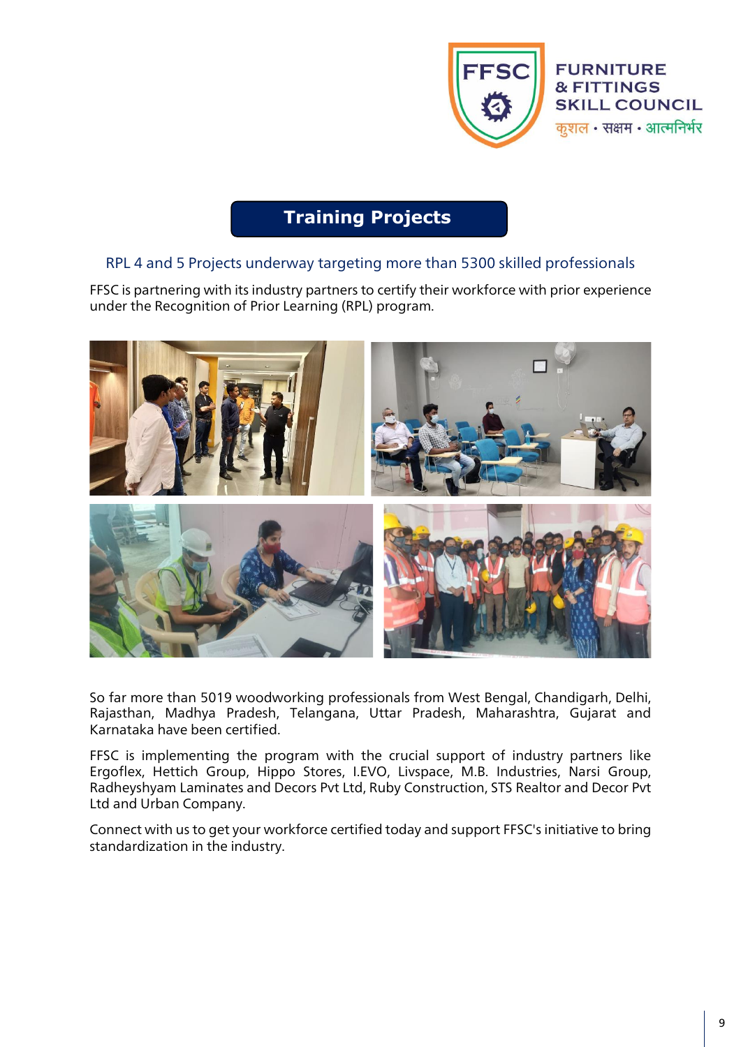FFSC

FURNITURE & FITTINGS SKILL COUNCIL

कुशल • सक्षम • आत्मनिर्भर

# Training Projects

## RPL 4 and 5 Projects underway targeting more than 5300 skilled professionals

FFSC is partnering with its industry partners to certify their workforce with prior experience under the Recognition of Prior Learning (RPL) program.

So far more than 5019 woodworking professionals from West Bengal, Chandigarh, Delhi, Rajasthan, Madhya Pradesh, Telangana, Uttar Pradesh, Maharashtra, Gujarat and Karnataka have been certified.

FFSC is implementing the program with the crucial support of industry partners like Ergoflex, Hettich Group, Hippo Stores, I.EVO, Livspace, M.B. Industries, Narsi Group, Radheyshyam Laminates and Decors Pvt Ltd, Ruby Construction, STS Realtor and Decor Pvt Ltd and Urban Company.

Connect with us to get your workforce certified today and support FFSC's initiative to bring standardization in the industry.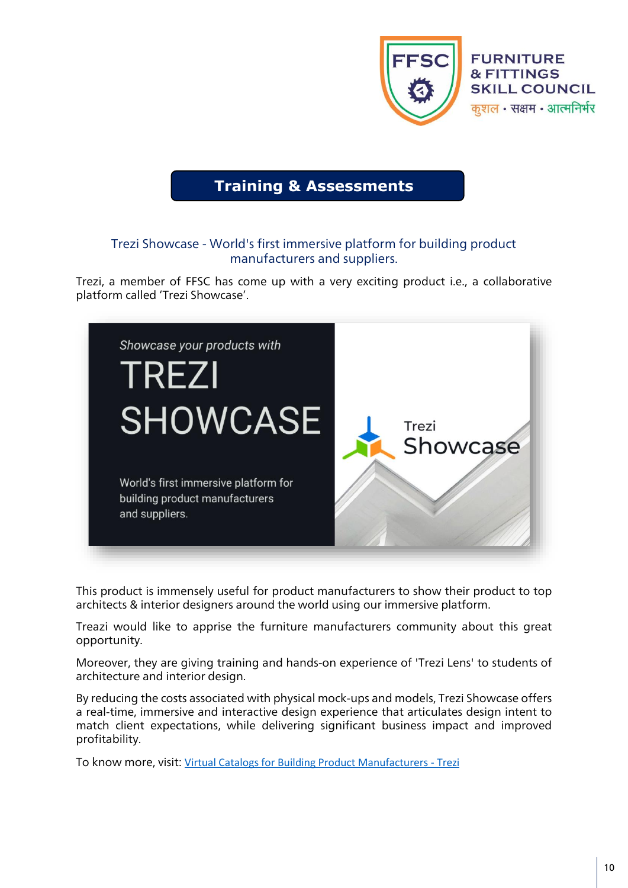## Training & Assessments

### Trezi Showcase - World's first immersive platform for building product manufacturers and suppliers.

Trezi, a member of FFSC has come up with a very exciting product i.e., a collaborative platform called 'Trezi Showcase'.

This product is immensely useful for product manufacturers to show their product to top architects & interior designers around the world using our immersive platform.

Treazi would like to apprise the furniture manufacturers community about this great opportunity.

Moreover, they are giving training and hands-on experience of 'Trezi Lens' to students of architecture and interior design.

By reducing the costs associated with physical mock-ups and models, Trezi Showcase offers a real-time, immersive and interactive design experience that articulates design intent to match client expectations, while delivering significant business impact and improved profitability.

To know more, visit: Virtual Catalogs for Building Product Manufacturers - Trezi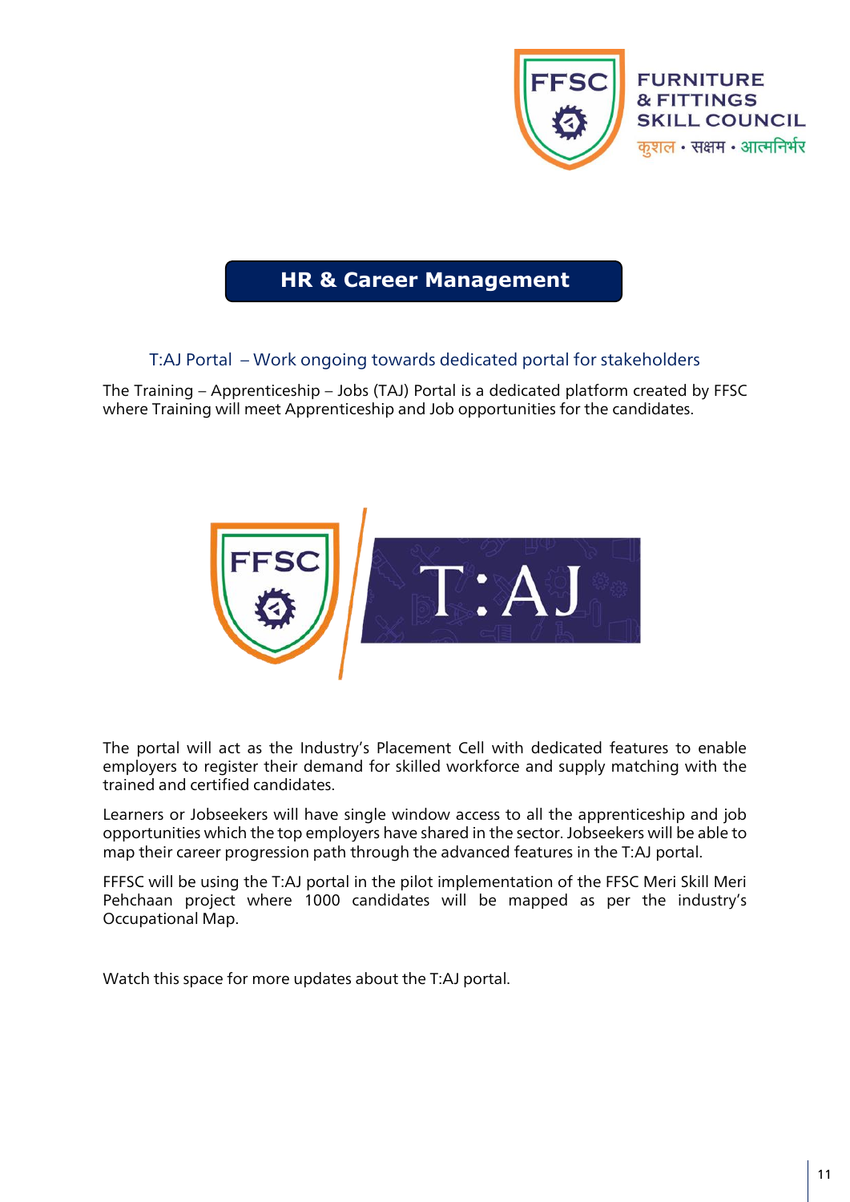## HR & Career Management

### T:AJ Portal – Work ongoing towards dedicated portal for stakeholders

The Training – Apprenticeship – Jobs (TAJ) Portal is a dedicated platform created by FFSC where Training will meet Apprenticeship and Job opportunities for the candidates.

The portal will act as the Industry's Placement Cell with dedicated features to enable employers to register their demand for skilled workforce and supply matching with the trained and certified candidates.

Learners or Jobseekers will have single window access to all the apprenticeship and job opportunities which the top employers have shared in the sector. Jobseekers will be able to map their career progression path through the advanced features in the T:AJ portal.

FFFSC will be using the T:AJ portal in the pilot implementation of the FFSC Meri Skill Meri Pehchaan project where 1000 candidates will be mapped as per the industry's Occupational Map.

Watch this space for more updates about the T:AJ portal.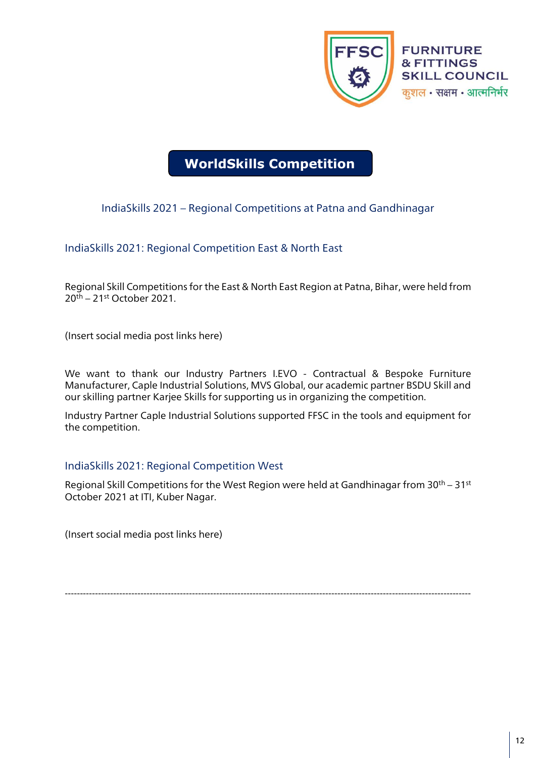# WorldSkills Competition

## IndiaSkills 2021 – Regional Competitions at Patna and Gandhinagar

### IndiaSkills 2021: Regional Competition East & North East

Regional Skill Competitions for the East & North East Region at Patna, Bihar, were held from 20th – 21st October 2021.

(Insert social media post links here)

We want to thank our Industry Partners I.EVO - Contractual & Bespoke Furniture Manufacturer, Caple Industrial Solutions, MVS Global, our academic partner BSDU Skill and our skilling partner Karjee Skills for supporting us in organizing the competition.

Industry Partner Caple Industrial Solutions supported FFSC in the tools and equipment for the competition.

### IndiaSkills 2021: Regional Competition West

Regional Skill Competitions for the West Region were held at Gandhinagar from 30th – 31st October 2021 at ITI, Kuber Nagar.

(Insert social media post links here)

---